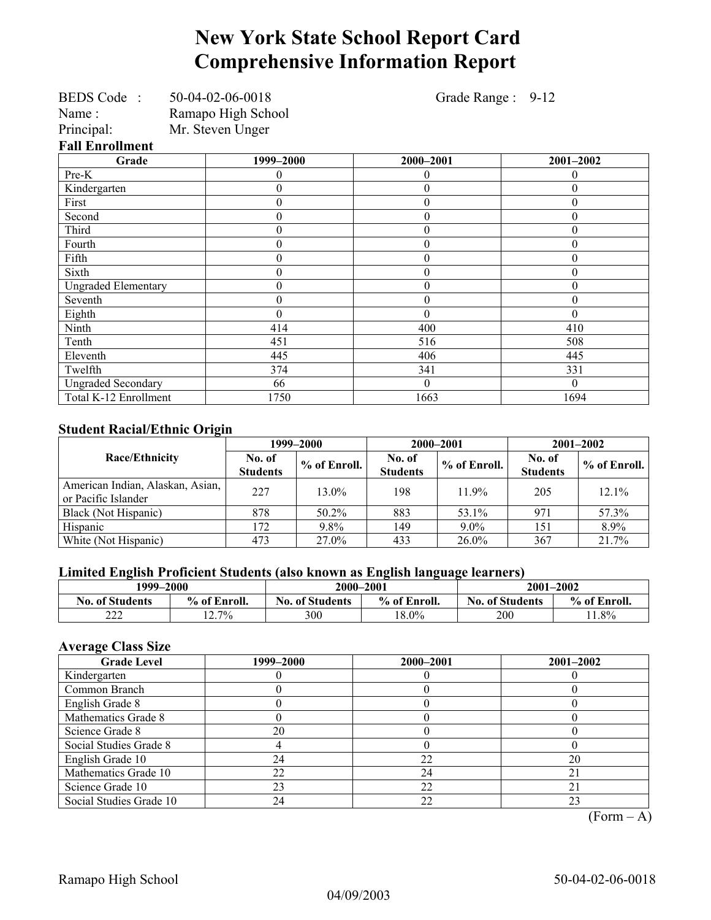# New York State School Report Card Comprehensive Information Report

BEDS Code : 50-04-02-06-0018 Grade Range : 9-12
Name : Ramapo High School
Principal: Mr. Steven Unger

### Fall Enrollment

| Grade | 1999–2000 | 2000–2001 | 2001–2002 |
|---|---|---|---|
| Pre-K | 0 | 0 | 0 |
| Kindergarten | 0 | 0 | 0 |
| First | 0 | 0 | 0 |
| Second | 0 | 0 | 0 |
| Third | 0 | 0 | 0 |
| Fourth | 0 | 0 | 0 |
| Fifth | 0 | 0 | 0 |
| Sixth | 0 | 0 | 0 |
| Ungraded Elementary | 0 | 0 | 0 |
| Seventh | 0 | 0 | 0 |
| Eighth | 0 | 0 | 0 |
| Ninth | 414 | 400 | 410 |
| Tenth | 451 | 516 | 508 |
| Eleventh | 445 | 406 | 445 |
| Twelfth | 374 | 341 | 331 |
| Ungraded Secondary | 66 | 0 | 0 |
| Total K-12 Enrollment | 1750 | 1663 | 1694 |

### Student Racial/Ethnic Origin

| Race/Ethnicity | 1999–2000 | | 2000–2001 | | 2001–2002 | |
|---|---|---|---|---|---|---|
| | No. of Students | % of Enroll. | No. of Students | % of Enroll. | No. of Students | % of Enroll. |
| American Indian, Alaskan, Asian, or Pacific Islander | 227 | 13.0% | 198 | 11.9% | 205 | 12.1% |
| Black (Not Hispanic) | 878 | 50.2% | 883 | 53.1% | 971 | 57.3% |
| Hispanic | 172 | 9.8% | 149 | 9.0% | 151 | 8.9% |
| White (Not Hispanic) | 473 | 27.0% | 433 | 26.0% | 367 | 21.7% |

### Limited English Proficient Students (also known as English language learners)

| 1999–2000 | | 2000–2001 | | 2001–2002 | |
|---|---|---|---|---|---|
| No. of Students | % of Enroll. | No. of Students | % of Enroll. | No. of Students | % of Enroll. |
| 222 | 12.7% | 300 | 18.0% | 200 | 11.8% |

### Average Class Size

| Grade Level | 1999–2000 | 2000–2001 | 2001–2002 |
|---|---|---|---|
| Kindergarten | 0 | 0 | 0 |
| Common Branch | 0 | 0 | 0 |
| English Grade 8 | 0 | 0 | 0 |
| Mathematics Grade 8 | 0 | 0 | 0 |
| Science Grade 8 | 20 | 0 | 0 |
| Social Studies Grade 8 | 4 | 0 | 0 |
| English Grade 10 | 24 | 22 | 20 |
| Mathematics Grade 10 | 22 | 24 | 21 |
| Science Grade 10 | 23 | 22 | 21 |
| Social Studies Grade 10 | 24 | 22 | 23 |

(Form – A)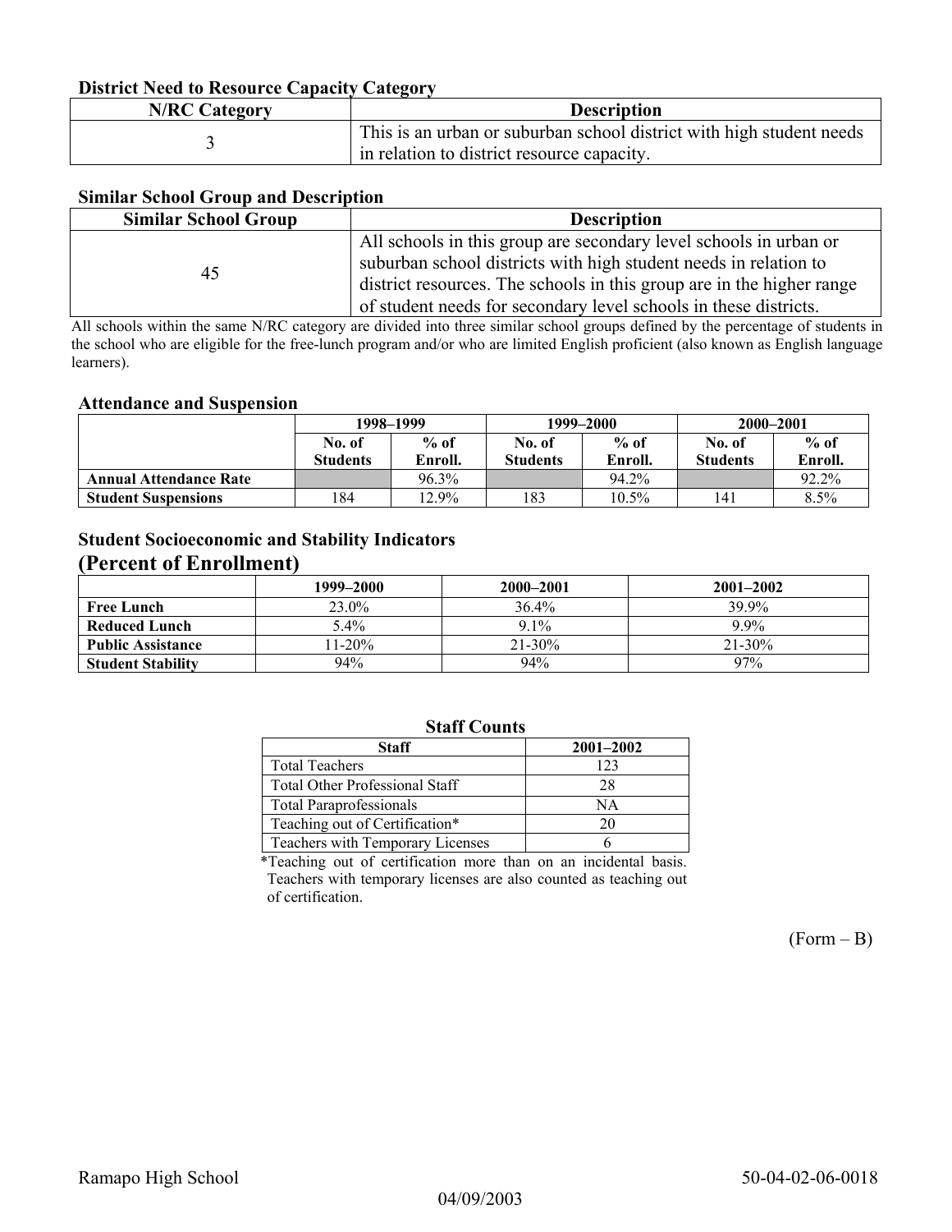### District Need to Resource Capacity Category

| N/RC Category | Description |
|---|---|
| 3 | This is an urban or suburban school district with high student needs in relation to district resource capacity. |

### Similar School Group and Description

| Similar School Group | Description |
|---|---|
| 45 | All schools in this group are secondary level schools in urban or suburban school districts with high student needs in relation to district resources. The schools in this group are in the higher range of student needs for secondary level schools in these districts. |

All schools within the same N/RC category are divided into three similar school groups defined by the percentage of students in the school who are eligible for the free-lunch program and/or who are limited English proficient (also known as English language learners).

### Attendance and Suspension

| | 1998–1999 | | 1999–2000 | | 2000–2001 | |
|---|---|---|---|---|---|---|
| | No. of Students | % of Enroll. | No. of Students | % of Enroll. | No. of Students | % of Enroll. |
| **Annual Attendance Rate** | | 96.3% | | 94.2% | | 92.2% |
| **Student Suspensions** | 184 | 12.9% | 183 | 10.5% | 141 | 8.5% |

### Student Socioeconomic and Stability Indicators
## (Percent of Enrollment)

| | 1999–2000 | 2000–2001 | 2001–2002 |
|---|---|---|---|
| **Free Lunch** | 23.0% | 36.4% | 39.9% |
| **Reduced Lunch** | 5.4% | 9.1% | 9.9% |
| **Public Assistance** | 11-20% | 21-30% | 21-30% |
| **Student Stability** | 94% | 94% | 97% |

### Staff Counts

| Staff | 2001–2002 |
|---|---|
| Total Teachers | 123 |
| Total Other Professional Staff | 28 |
| Total Paraprofessionals | NA |
| Teaching out of Certification* | 20 |
| Teachers with Temporary Licenses | 6 |

*Teaching out of certification more than on an incidental basis. Teachers with temporary licenses are also counted as teaching out of certification.

(Form – B)

Ramapo High School 50-04-02-06-0018

04/09/2003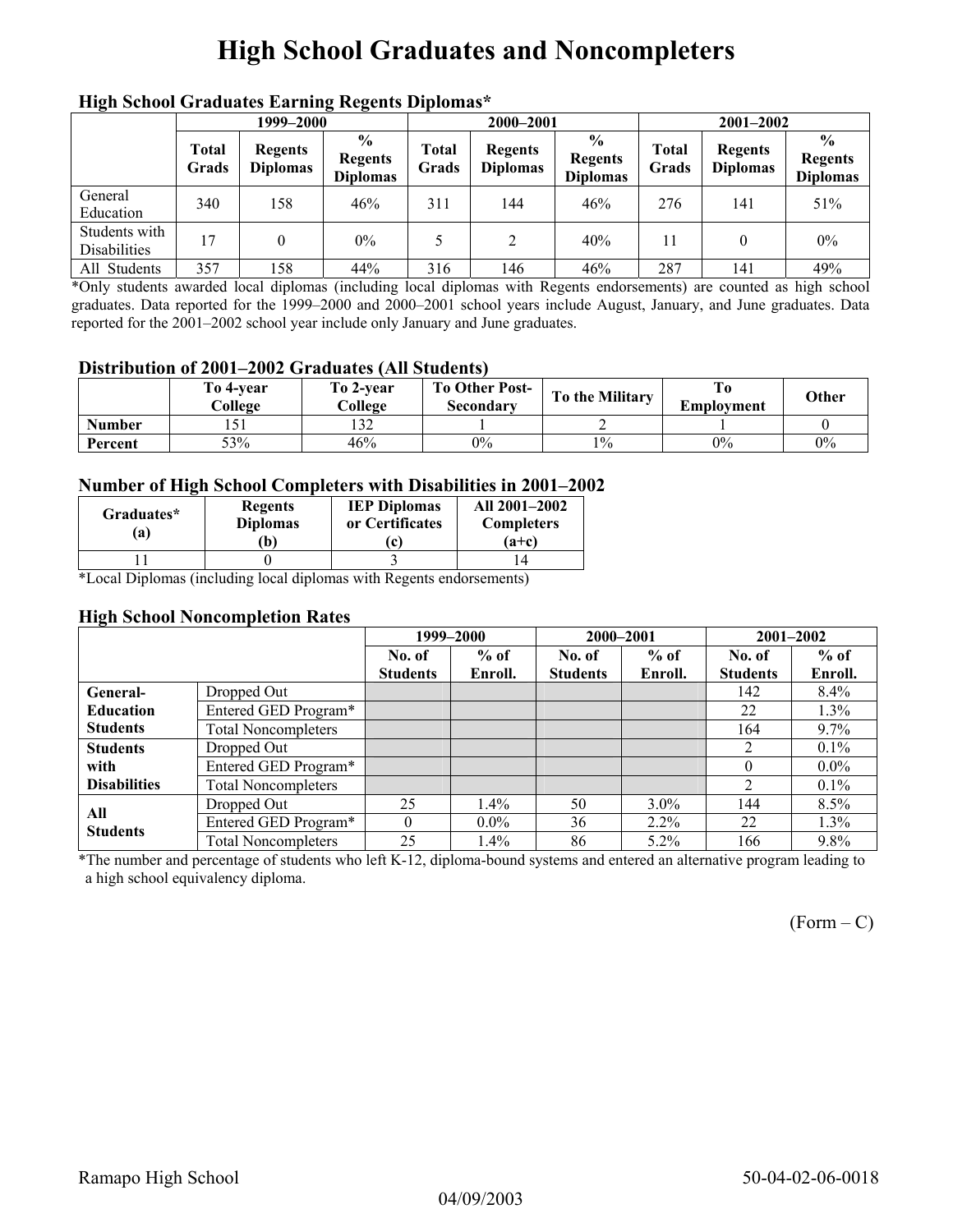# High School Graduates and Noncompleters

### High School Graduates Earning Regents Diplomas*

| | 1999–2000 | | | 2000–2001 | | | 2001–2002 | | |
|---|---|---|---|---|---|---|---|---|---|
| | Total Grads | Regents Diplomas | % Regents Diplomas | Total Grads | Regents Diplomas | % Regents Diplomas | Total Grads | Regents Diplomas | % Regents Diplomas |
| General Education | 340 | 158 | 46% | 311 | 144 | 46% | 276 | 141 | 51% |
| Students with Disabilities | 17 | 0 | 0% | 5 | 2 | 40% | 11 | 0 | 0% |
| All Students | 357 | 158 | 44% | 316 | 146 | 46% | 287 | 141 | 49% |

*Only students awarded local diplomas (including local diplomas with Regents endorsements) are counted as high school graduates. Data reported for the 1999–2000 and 2000–2001 school years include August, January, and June graduates. Data reported for the 2001–2002 school year include only January and June graduates.

### Distribution of 2001–2002 Graduates (All Students)

| | To 4-year College | To 2-year College | To Other Post-Secondary | To the Military | To Employment | Other |
|---|---|---|---|---|---|---|
| Number | 151 | 132 | 1 | 2 | 1 | 0 |
| Percent | 53% | 46% | 0% | 1% | 0% | 0% |

### Number of High School Completers with Disabilities in 2001–2002

| Graduates* (a) | Regents Diplomas (b) | IEP Diplomas or Certificates (c) | All 2001–2002 Completers (a+c) |
|---|---|---|---|
| 11 | 0 | 3 | 14 |

*Local Diplomas (including local diplomas with Regents endorsements)

### High School Noncompletion Rates

| | | 1999–2000 | | 2000–2001 | | 2001–2002 | |
|---|---|---|---|---|---|---|---|
| | | No. of Students | % of Enroll. | No. of Students | % of Enroll. | No. of Students | % of Enroll. |
| **General-Education Students** | Dropped Out | | | | | 142 | 8.4% |
| | Entered GED Program* | | | | | 22 | 1.3% |
| | Total Noncompleters | | | | | 164 | 9.7% |
| **Students with Disabilities** | Dropped Out | | | | | 2 | 0.1% |
| | Entered GED Program* | | | | | 0 | 0.0% |
| | Total Noncompleters | | | | | 2 | 0.1% |
| **All Students** | Dropped Out | 25 | 1.4% | 50 | 3.0% | 144 | 8.5% |
| | Entered GED Program* | 0 | 0.0% | 36 | 2.2% | 22 | 1.3% |
| | Total Noncompleters | 25 | 1.4% | 86 | 5.2% | 166 | 9.8% |

*The number and percentage of students who left K-12, diploma-bound systems and entered an alternative program leading to a high school equivalency diploma.

(Form – C)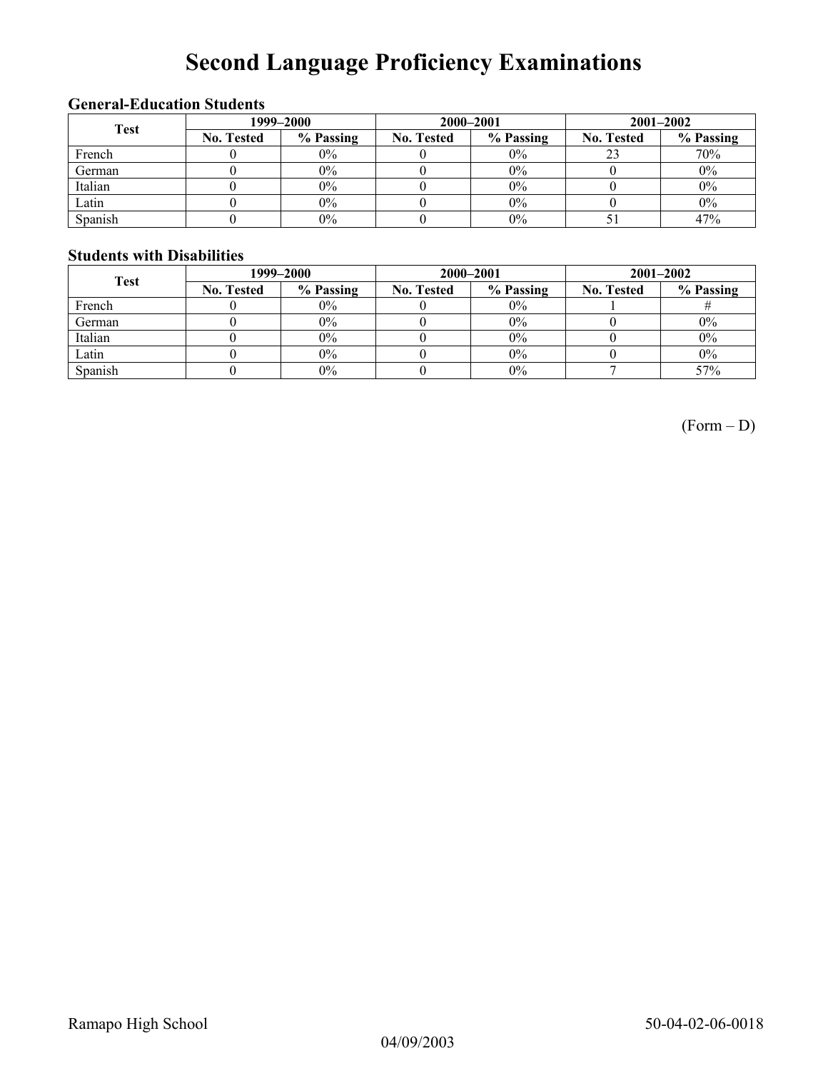# Second Language Proficiency Examinations

### General-Education Students

| Test | 1999–2000 | | 2000–2001 | | 2001–2002 | |
|---|---|---|---|---|---|---|
| | No. Tested | % Passing | No. Tested | % Passing | No. Tested | % Passing |
| French | 0 | 0% | 0 | 0% | 23 | 70% |
| German | 0 | 0% | 0 | 0% | 0 | 0% |
| Italian | 0 | 0% | 0 | 0% | 0 | 0% |
| Latin | 0 | 0% | 0 | 0% | 0 | 0% |
| Spanish | 0 | 0% | 0 | 0% | 51 | 47% |

### Students with Disabilities

| Test | 1999–2000 | | 2000–2001 | | 2001–2002 | |
|---|---|---|---|---|---|---|
| | No. Tested | % Passing | No. Tested | % Passing | No. Tested | % Passing |
| French | 0 | 0% | 0 | 0% | 1 | # |
| German | 0 | 0% | 0 | 0% | 0 | 0% |
| Italian | 0 | 0% | 0 | 0% | 0 | 0% |
| Latin | 0 | 0% | 0 | 0% | 0 | 0% |
| Spanish | 0 | 0% | 0 | 0% | 7 | 57% |

(Form – D)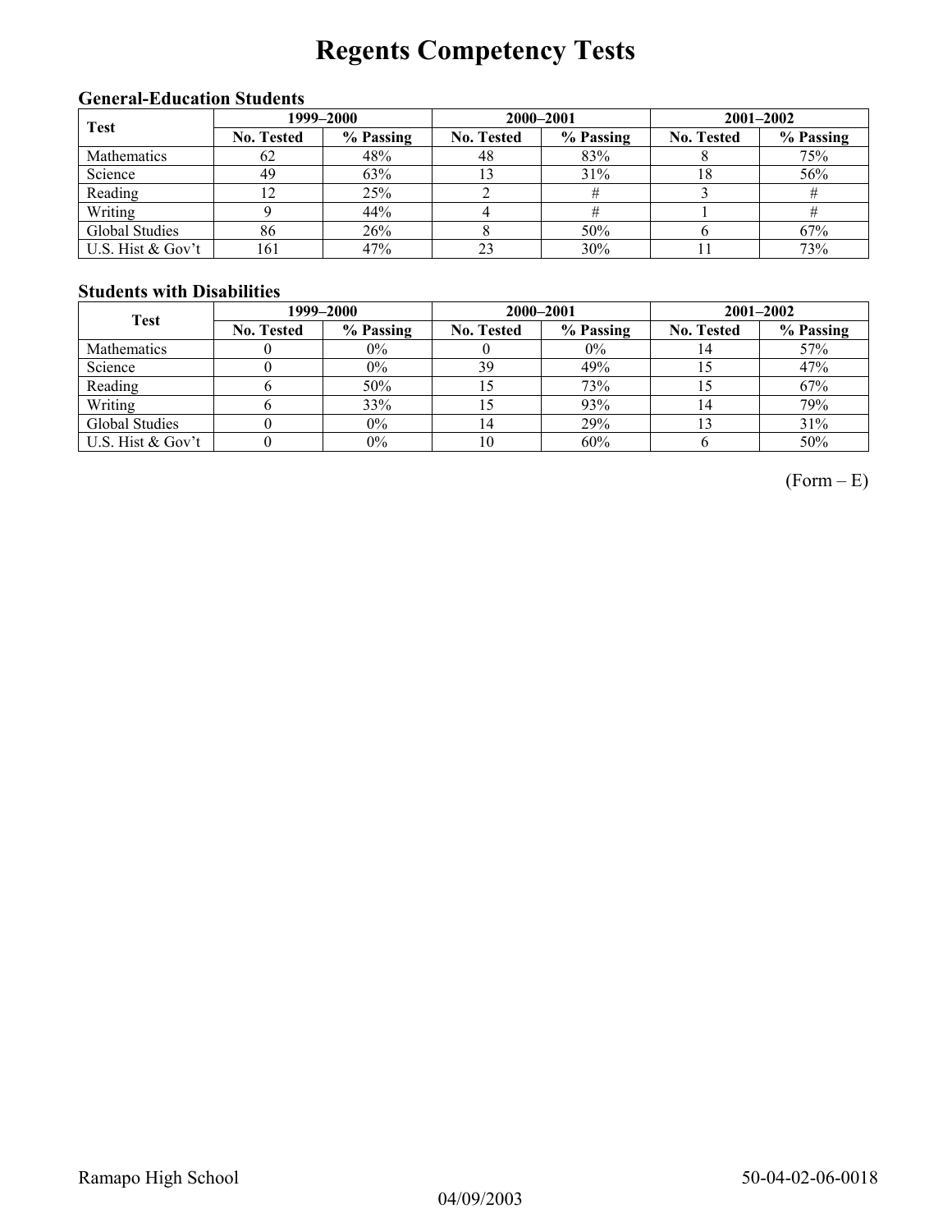# Regents Competency Tests

### General-Education Students

| Test | 1999–2000 | | 2000–2001 | | 2001–2002 | |
|---|---|---|---|---|---|---|
| | No. Tested | % Passing | No. Tested | % Passing | No. Tested | % Passing |
| Mathematics | 62 | 48% | 48 | 83% | 8 | 75% |
| Science | 49 | 63% | 13 | 31% | 18 | 56% |
| Reading | 12 | 25% | 2 | # | 3 | # |
| Writing | 9 | 44% | 4 | # | 1 | # |
| Global Studies | 86 | 26% | 8 | 50% | 6 | 67% |
| U.S. Hist & Gov't | 161 | 47% | 23 | 30% | 11 | 73% |

### Students with Disabilities

| Test | 1999–2000 | | 2000–2001 | | 2001–2002 | |
|---|---|---|---|---|---|---|
| | No. Tested | % Passing | No. Tested | % Passing | No. Tested | % Passing |
| Mathematics | 0 | 0% | 0 | 0% | 14 | 57% |
| Science | 0 | 0% | 39 | 49% | 15 | 47% |
| Reading | 6 | 50% | 15 | 73% | 15 | 67% |
| Writing | 6 | 33% | 15 | 93% | 14 | 79% |
| Global Studies | 0 | 0% | 14 | 29% | 13 | 31% |
| U.S. Hist & Gov't | 0 | 0% | 10 | 60% | 6 | 50% |

(Form – E)

Ramapo High School 50-04-02-06-0018

04/09/2003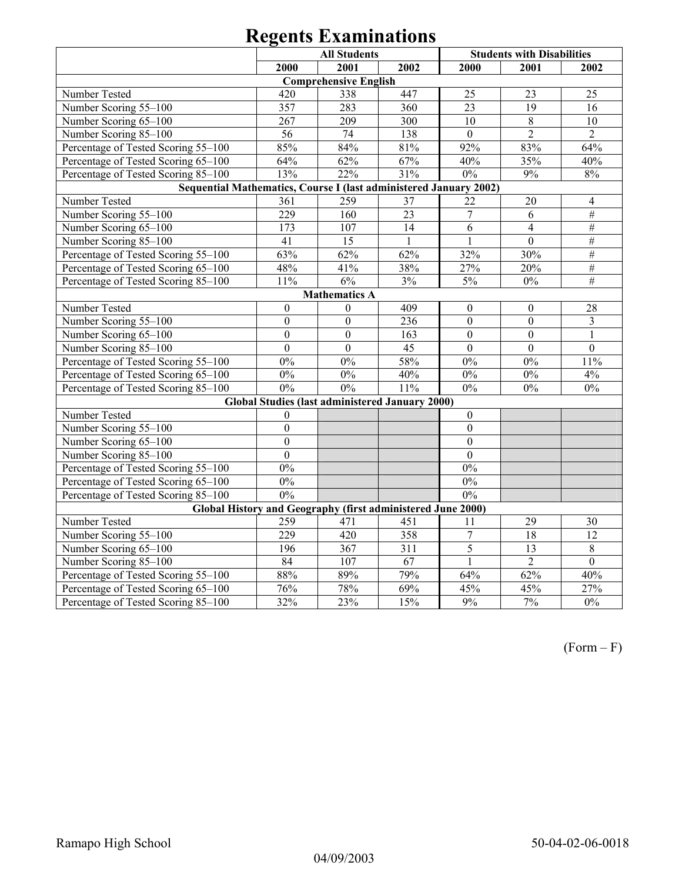# Regents Examinations

| | All Students | | | Students with Disabilities | | |
|---|---|---|---|---|---|---|
| | 2000 | 2001 | 2002 | 2000 | 2001 | 2002 |
| **Comprehensive English** | | | | | | |
| Number Tested | 420 | 338 | 447 | 25 | 23 | 25 |
| Number Scoring 55–100 | 357 | 283 | 360 | 23 | 19 | 16 |
| Number Scoring 65–100 | 267 | 209 | 300 | 10 | 8 | 10 |
| Number Scoring 85–100 | 56 | 74 | 138 | 0 | 2 | 2 |
| Percentage of Tested Scoring 55–100 | 85% | 84% | 81% | 92% | 83% | 64% |
| Percentage of Tested Scoring 65–100 | 64% | 62% | 67% | 40% | 35% | 40% |
| Percentage of Tested Scoring 85–100 | 13% | 22% | 31% | 0% | 9% | 8% |
| **Sequential Mathematics, Course I (last administered January 2002)** | | | | | | |
| Number Tested | 361 | 259 | 37 | 22 | 20 | 4 |
| Number Scoring 55–100 | 229 | 160 | 23 | 7 | 6 | # |
| Number Scoring 65–100 | 173 | 107 | 14 | 6 | 4 | # |
| Number Scoring 85–100 | 41 | 15 | 1 | 1 | 0 | # |
| Percentage of Tested Scoring 55–100 | 63% | 62% | 62% | 32% | 30% | # |
| Percentage of Tested Scoring 65–100 | 48% | 41% | 38% | 27% | 20% | # |
| Percentage of Tested Scoring 85–100 | 11% | 6% | 3% | 5% | 0% | # |
| **Mathematics A** | | | | | | |
| Number Tested | 0 | 0 | 409 | 0 | 0 | 28 |
| Number Scoring 55–100 | 0 | 0 | 236 | 0 | 0 | 3 |
| Number Scoring 65–100 | 0 | 0 | 163 | 0 | 0 | 1 |
| Number Scoring 85–100 | 0 | 0 | 45 | 0 | 0 | 0 |
| Percentage of Tested Scoring 55–100 | 0% | 0% | 58% | 0% | 0% | 11% |
| Percentage of Tested Scoring 65–100 | 0% | 0% | 40% | 0% | 0% | 4% |
| Percentage of Tested Scoring 85–100 | 0% | 0% | 11% | 0% | 0% | 0% |
| **Global Studies (last administered January 2000)** | | | | | | |
| Number Tested | 0 | | | 0 | | |
| Number Scoring 55–100 | 0 | | | 0 | | |
| Number Scoring 65–100 | 0 | | | 0 | | |
| Number Scoring 85–100 | 0 | | | 0 | | |
| Percentage of Tested Scoring 55–100 | 0% | | | 0% | | |
| Percentage of Tested Scoring 65–100 | 0% | | | 0% | | |
| Percentage of Tested Scoring 85–100 | 0% | | | 0% | | |
| **Global History and Geography (first administered June 2000)** | | | | | | |
| Number Tested | 259 | 471 | 451 | 11 | 29 | 30 |
| Number Scoring 55–100 | 229 | 420 | 358 | 7 | 18 | 12 |
| Number Scoring 65–100 | 196 | 367 | 311 | 5 | 13 | 8 |
| Number Scoring 85–100 | 84 | 107 | 67 | 1 | 2 | 0 |
| Percentage of Tested Scoring 55–100 | 88% | 89% | 79% | 64% | 62% | 40% |
| Percentage of Tested Scoring 65–100 | 76% | 78% | 69% | 45% | 45% | 27% |
| Percentage of Tested Scoring 85–100 | 32% | 23% | 15% | 9% | 7% | 0% |

(Form – F)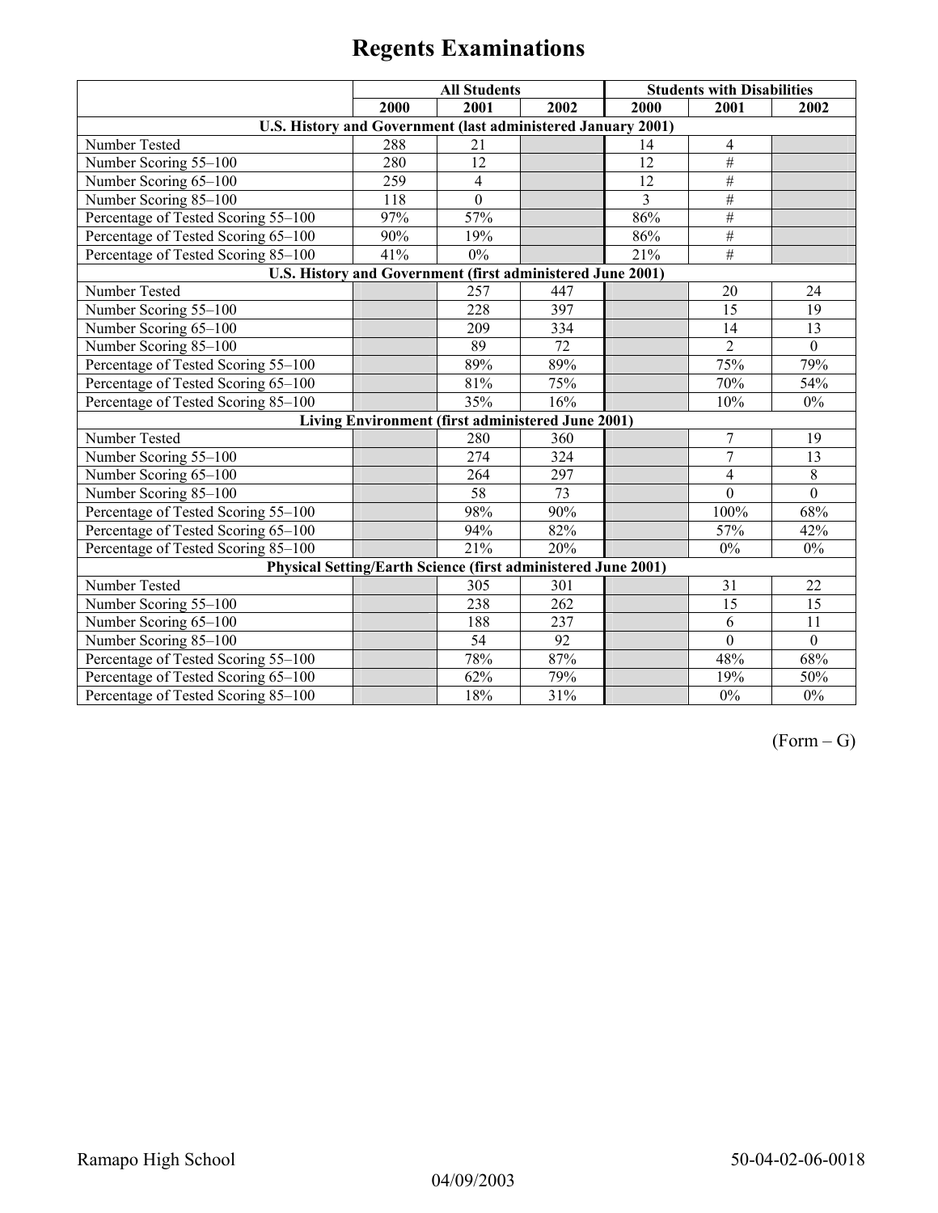# Regents Examinations

| | All Students | | | Students with Disabilities | | |
|---|---|---|---|---|---|---|
| | 2000 | 2001 | 2002 | 2000 | 2001 | 2002 |
| **U.S. History and Government (last administered January 2001)** | | | | | | |
| Number Tested | 288 | 21 | | 14 | 4 | |
| Number Scoring 55–100 | 280 | 12 | | 12 | # | |
| Number Scoring 65–100 | 259 | 4 | | 12 | # | |
| Number Scoring 85–100 | 118 | 0 | | 3 | # | |
| Percentage of Tested Scoring 55–100 | 97% | 57% | | 86% | # | |
| Percentage of Tested Scoring 65–100 | 90% | 19% | | 86% | # | |
| Percentage of Tested Scoring 85–100 | 41% | 0% | | 21% | # | |
| **U.S. History and Government (first administered June 2001)** | | | | | | |
| Number Tested | | 257 | 447 | | 20 | 24 |
| Number Scoring 55–100 | | 228 | 397 | | 15 | 19 |
| Number Scoring 65–100 | | 209 | 334 | | 14 | 13 |
| Number Scoring 85–100 | | 89 | 72 | | 2 | 0 |
| Percentage of Tested Scoring 55–100 | | 89% | 89% | | 75% | 79% |
| Percentage of Tested Scoring 65–100 | | 81% | 75% | | 70% | 54% |
| Percentage of Tested Scoring 85–100 | | 35% | 16% | | 10% | 0% |
| **Living Environment (first administered June 2001)** | | | | | | |
| Number Tested | | 280 | 360 | | 7 | 19 |
| Number Scoring 55–100 | | 274 | 324 | | 7 | 13 |
| Number Scoring 65–100 | | 264 | 297 | | 4 | 8 |
| Number Scoring 85–100 | | 58 | 73 | | 0 | 0 |
| Percentage of Tested Scoring 55–100 | | 98% | 90% | | 100% | 68% |
| Percentage of Tested Scoring 65–100 | | 94% | 82% | | 57% | 42% |
| Percentage of Tested Scoring 85–100 | | 21% | 20% | | 0% | 0% |
| **Physical Setting/Earth Science (first administered June 2001)** | | | | | | |
| Number Tested | | 305 | 301 | | 31 | 22 |
| Number Scoring 55–100 | | 238 | 262 | | 15 | 15 |
| Number Scoring 65–100 | | 188 | 237 | | 6 | 11 |
| Number Scoring 85–100 | | 54 | 92 | | 0 | 0 |
| Percentage of Tested Scoring 55–100 | | 78% | 87% | | 48% | 68% |
| Percentage of Tested Scoring 65–100 | | 62% | 79% | | 19% | 50% |
| Percentage of Tested Scoring 85–100 | | 18% | 31% | | 0% | 0% |

(Form – G)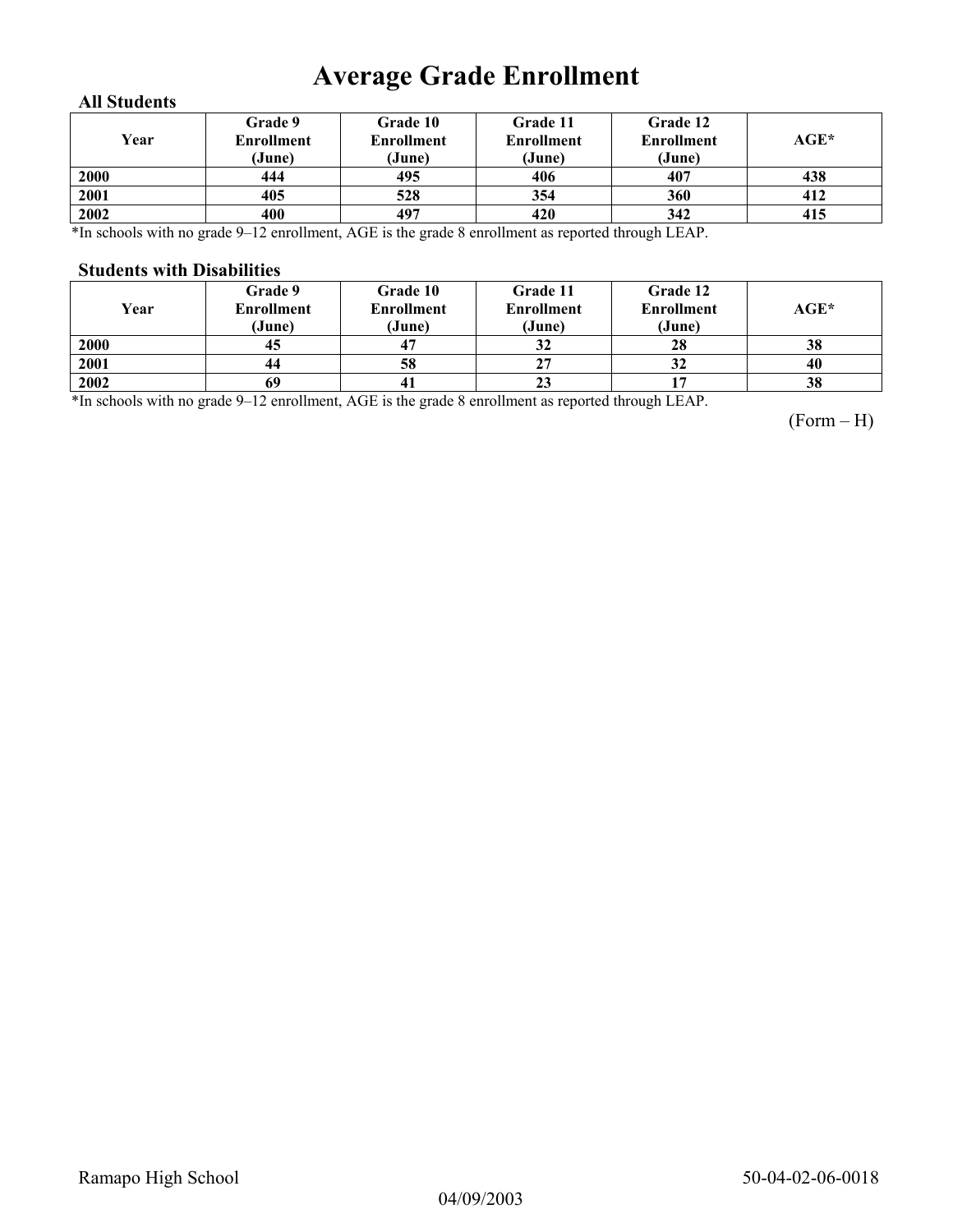# Average Grade Enrollment

### All Students

| Year | Grade 9 Enrollment (June) | Grade 10 Enrollment (June) | Grade 11 Enrollment (June) | Grade 12 Enrollment (June) | AGE* |
|---|---|---|---|---|---|
| 2000 | 444 | 495 | 406 | 407 | 438 |
| 2001 | 405 | 528 | 354 | 360 | 412 |
| 2002 | 400 | 497 | 420 | 342 | 415 |

*In schools with no grade 9–12 enrollment, AGE is the grade 8 enrollment as reported through LEAP.

### Students with Disabilities

| Year | Grade 9 Enrollment (June) | Grade 10 Enrollment (June) | Grade 11 Enrollment (June) | Grade 12 Enrollment (June) | AGE* |
|---|---|---|---|---|---|
| 2000 | 45 | 47 | 32 | 28 | 38 |
| 2001 | 44 | 58 | 27 | 32 | 40 |
| 2002 | 69 | 41 | 23 | 17 | 38 |

*In schools with no grade 9–12 enrollment, AGE is the grade 8 enrollment as reported through LEAP.

(Form – H)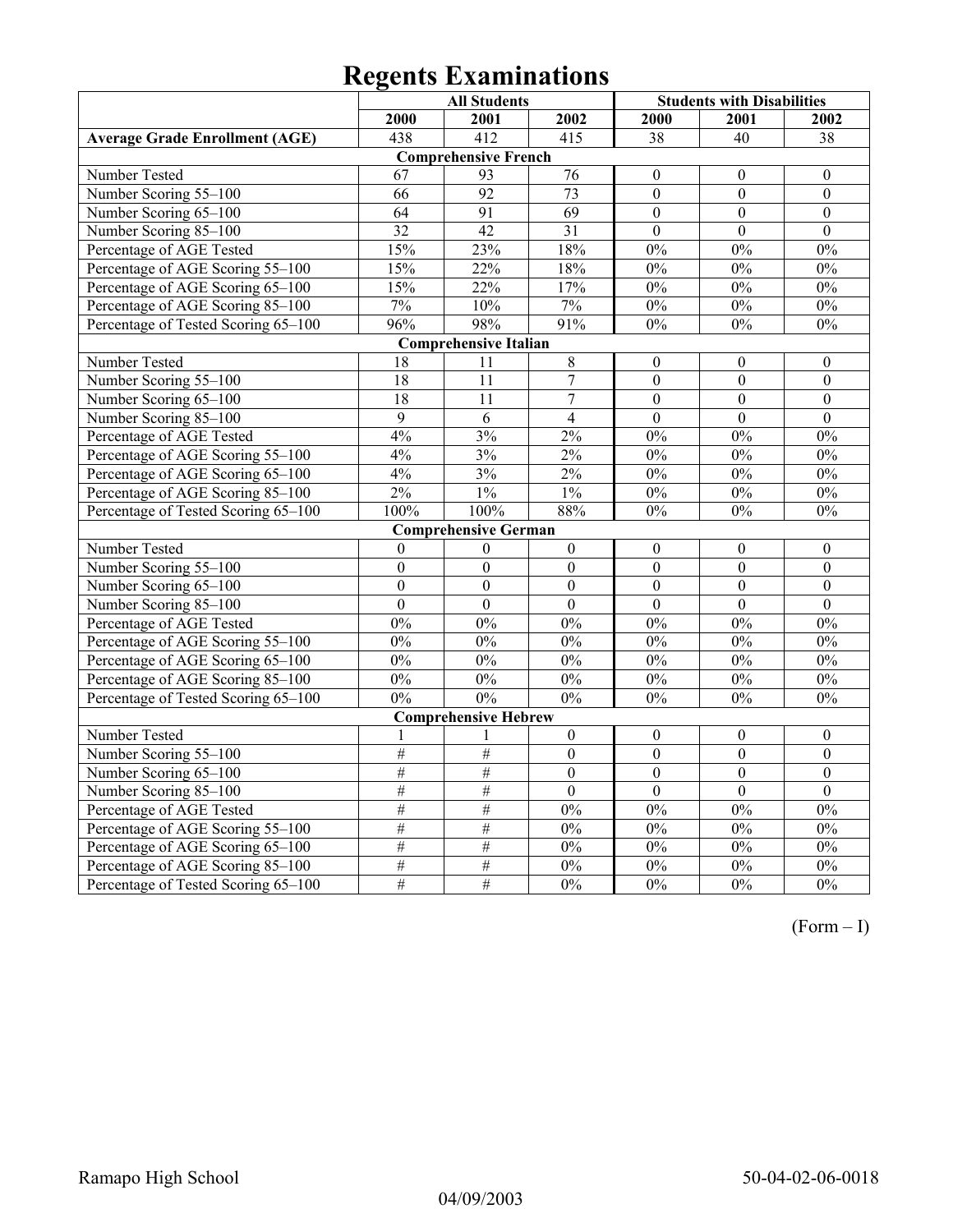# Regents Examinations

| | All Students | | | Students with Disabilities | | |
|---|---|---|---|---|---|---|
| | **2000** | **2001** | **2002** | **2000** | **2001** | **2002** |
| **Average Grade Enrollment (AGE)** | 438 | 412 | 415 | 38 | 40 | 38 |
| **Comprehensive French** | | | | | | |
| Number Tested | 67 | 93 | 76 | 0 | 0 | 0 |
| Number Scoring 55–100 | 66 | 92 | 73 | 0 | 0 | 0 |
| Number Scoring 65–100 | 64 | 91 | 69 | 0 | 0 | 0 |
| Number Scoring 85–100 | 32 | 42 | 31 | 0 | 0 | 0 |
| Percentage of AGE Tested | 15% | 23% | 18% | 0% | 0% | 0% |
| Percentage of AGE Scoring 55–100 | 15% | 22% | 18% | 0% | 0% | 0% |
| Percentage of AGE Scoring 65–100 | 15% | 22% | 17% | 0% | 0% | 0% |
| Percentage of AGE Scoring 85–100 | 7% | 10% | 7% | 0% | 0% | 0% |
| Percentage of Tested Scoring 65–100 | 96% | 98% | 91% | 0% | 0% | 0% |
| **Comprehensive Italian** | | | | | | |
| Number Tested | 18 | 11 | 8 | 0 | 0 | 0 |
| Number Scoring 55–100 | 18 | 11 | 7 | 0 | 0 | 0 |
| Number Scoring 65–100 | 18 | 11 | 7 | 0 | 0 | 0 |
| Number Scoring 85–100 | 9 | 6 | 4 | 0 | 0 | 0 |
| Percentage of AGE Tested | 4% | 3% | 2% | 0% | 0% | 0% |
| Percentage of AGE Scoring 55–100 | 4% | 3% | 2% | 0% | 0% | 0% |
| Percentage of AGE Scoring 65–100 | 4% | 3% | 2% | 0% | 0% | 0% |
| Percentage of AGE Scoring 85–100 | 2% | 1% | 1% | 0% | 0% | 0% |
| Percentage of Tested Scoring 65–100 | 100% | 100% | 88% | 0% | 0% | 0% |
| **Comprehensive German** | | | | | | |
| Number Tested | 0 | 0 | 0 | 0 | 0 | 0 |
| Number Scoring 55–100 | 0 | 0 | 0 | 0 | 0 | 0 |
| Number Scoring 65–100 | 0 | 0 | 0 | 0 | 0 | 0 |
| Number Scoring 85–100 | 0 | 0 | 0 | 0 | 0 | 0 |
| Percentage of AGE Tested | 0% | 0% | 0% | 0% | 0% | 0% |
| Percentage of AGE Scoring 55–100 | 0% | 0% | 0% | 0% | 0% | 0% |
| Percentage of AGE Scoring 65–100 | 0% | 0% | 0% | 0% | 0% | 0% |
| Percentage of AGE Scoring 85–100 | 0% | 0% | 0% | 0% | 0% | 0% |
| Percentage of Tested Scoring 65–100 | 0% | 0% | 0% | 0% | 0% | 0% |
| **Comprehensive Hebrew** | | | | | | |
| Number Tested | 1 | 1 | 0 | 0 | 0 | 0 |
| Number Scoring 55–100 | # | # | 0 | 0 | 0 | 0 |
| Number Scoring 65–100 | # | # | 0 | 0 | 0 | 0 |
| Number Scoring 85–100 | # | # | 0 | 0 | 0 | 0 |
| Percentage of AGE Tested | # | # | 0% | 0% | 0% | 0% |
| Percentage of AGE Scoring 55–100 | # | # | 0% | 0% | 0% | 0% |
| Percentage of AGE Scoring 65–100 | # | # | 0% | 0% | 0% | 0% |
| Percentage of AGE Scoring 85–100 | # | # | 0% | 0% | 0% | 0% |
| Percentage of Tested Scoring 65–100 | # | # | 0% | 0% | 0% | 0% |

(Form – I)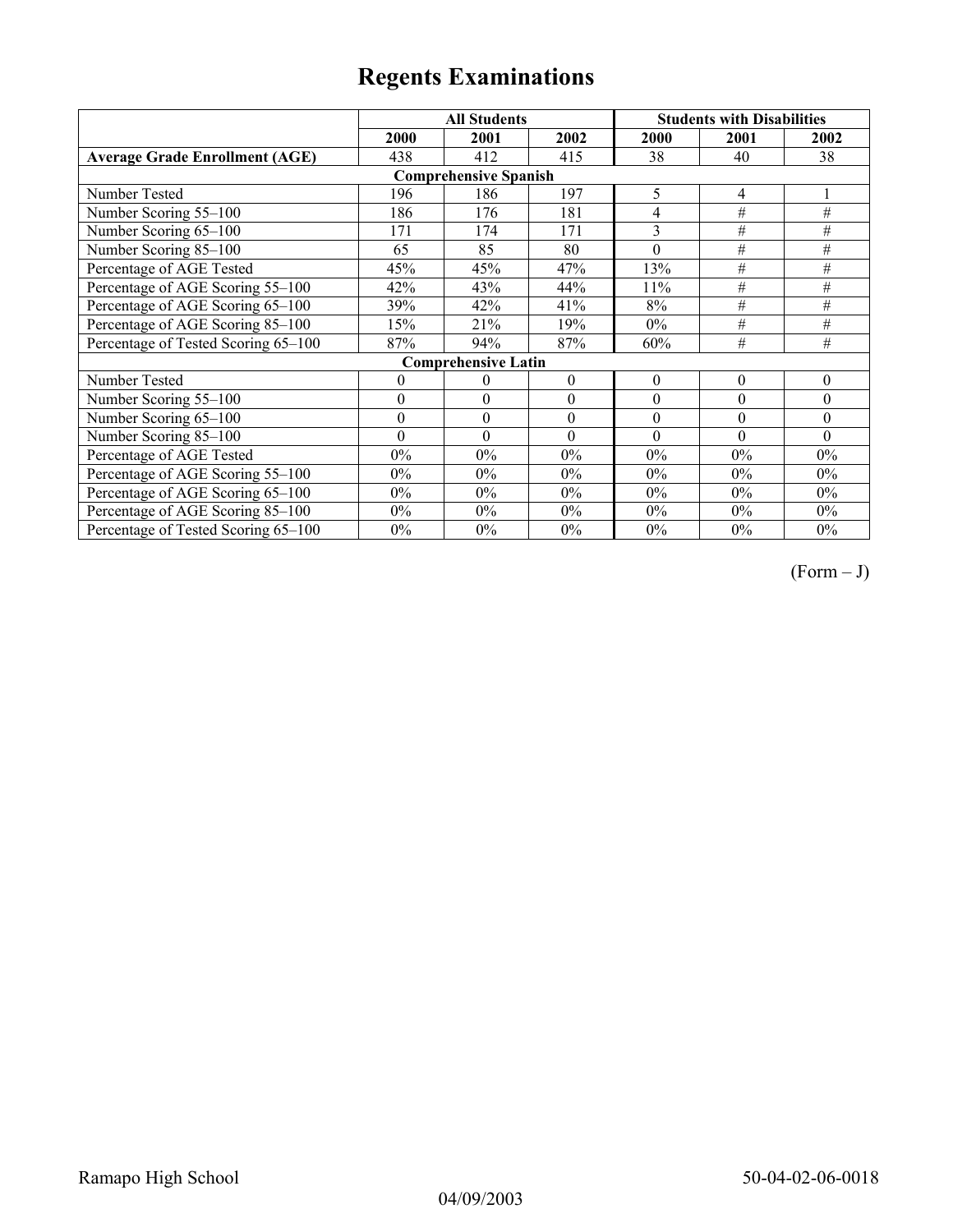# Regents Examinations

| | All Students | | | Students with Disabilities | | |
|---|---|---|---|---|---|---|
| | 2000 | 2001 | 2002 | 2000 | 2001 | 2002 |
| **Average Grade Enrollment (AGE)** | 438 | 412 | 415 | 38 | 40 | 38 |
| **Comprehensive Spanish** | | | | | | |
| Number Tested | 196 | 186 | 197 | 5 | 4 | 1 |
| Number Scoring 55–100 | 186 | 176 | 181 | 4 | # | # |
| Number Scoring 65–100 | 171 | 174 | 171 | 3 | # | # |
| Number Scoring 85–100 | 65 | 85 | 80 | 0 | # | # |
| Percentage of AGE Tested | 45% | 45% | 47% | 13% | # | # |
| Percentage of AGE Scoring 55–100 | 42% | 43% | 44% | 11% | # | # |
| Percentage of AGE Scoring 65–100 | 39% | 42% | 41% | 8% | # | # |
| Percentage of AGE Scoring 85–100 | 15% | 21% | 19% | 0% | # | # |
| Percentage of Tested Scoring 65–100 | 87% | 94% | 87% | 60% | # | # |
| **Comprehensive Latin** | | | | | | |
| Number Tested | 0 | 0 | 0 | 0 | 0 | 0 |
| Number Scoring 55–100 | 0 | 0 | 0 | 0 | 0 | 0 |
| Number Scoring 65–100 | 0 | 0 | 0 | 0 | 0 | 0 |
| Number Scoring 85–100 | 0 | 0 | 0 | 0 | 0 | 0 |
| Percentage of AGE Tested | 0% | 0% | 0% | 0% | 0% | 0% |
| Percentage of AGE Scoring 55–100 | 0% | 0% | 0% | 0% | 0% | 0% |
| Percentage of AGE Scoring 65–100 | 0% | 0% | 0% | 0% | 0% | 0% |
| Percentage of AGE Scoring 85–100 | 0% | 0% | 0% | 0% | 0% | 0% |
| Percentage of Tested Scoring 65–100 | 0% | 0% | 0% | 0% | 0% | 0% |

(Form – J)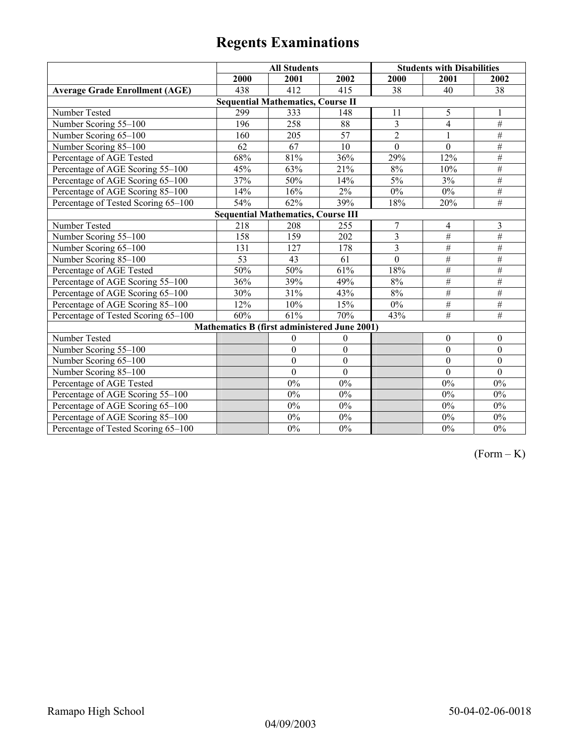# Regents Examinations

| | All Students | | | Students with Disabilities | | |
|---|---|---|---|---|---|---|
| | 2000 | 2001 | 2002 | 2000 | 2001 | 2002 |
| **Average Grade Enrollment (AGE)** | 438 | 412 | 415 | 38 | 40 | 38 |
| **Sequential Mathematics, Course II** | | | | | | |
| Number Tested | 299 | 333 | 148 | 11 | 5 | 1 |
| Number Scoring 55–100 | 196 | 258 | 88 | 3 | 4 | # |
| Number Scoring 65–100 | 160 | 205 | 57 | 2 | 1 | # |
| Number Scoring 85–100 | 62 | 67 | 10 | 0 | 0 | # |
| Percentage of AGE Tested | 68% | 81% | 36% | 29% | 12% | # |
| Percentage of AGE Scoring 55–100 | 45% | 63% | 21% | 8% | 10% | # |
| Percentage of AGE Scoring 65–100 | 37% | 50% | 14% | 5% | 3% | # |
| Percentage of AGE Scoring 85–100 | 14% | 16% | 2% | 0% | 0% | # |
| Percentage of Tested Scoring 65–100 | 54% | 62% | 39% | 18% | 20% | # |
| **Sequential Mathematics, Course III** | | | | | | |
| Number Tested | 218 | 208 | 255 | 7 | 4 | 3 |
| Number Scoring 55–100 | 158 | 159 | 202 | 3 | # | # |
| Number Scoring 65–100 | 131 | 127 | 178 | 3 | # | # |
| Number Scoring 85–100 | 53 | 43 | 61 | 0 | # | # |
| Percentage of AGE Tested | 50% | 50% | 61% | 18% | # | # |
| Percentage of AGE Scoring 55–100 | 36% | 39% | 49% | 8% | # | # |
| Percentage of AGE Scoring 65–100 | 30% | 31% | 43% | 8% | # | # |
| Percentage of AGE Scoring 85–100 | 12% | 10% | 15% | 0% | # | # |
| Percentage of Tested Scoring 65–100 | 60% | 61% | 70% | 43% | # | # |
| **Mathematics B (first administered June 2001)** | | | | | | |
| Number Tested | | 0 | 0 | | 0 | 0 |
| Number Scoring 55–100 | | 0 | 0 | | 0 | 0 |
| Number Scoring 65–100 | | 0 | 0 | | 0 | 0 |
| Number Scoring 85–100 | | 0 | 0 | | 0 | 0 |
| Percentage of AGE Tested | | 0% | 0% | | 0% | 0% |
| Percentage of AGE Scoring 55–100 | | 0% | 0% | | 0% | 0% |
| Percentage of AGE Scoring 65–100 | | 0% | 0% | | 0% | 0% |
| Percentage of AGE Scoring 85–100 | | 0% | 0% | | 0% | 0% |
| Percentage of Tested Scoring 65–100 | | 0% | 0% | | 0% | 0% |

(Form – K)

Ramapo High School 50-04-02-06-0018

04/09/2003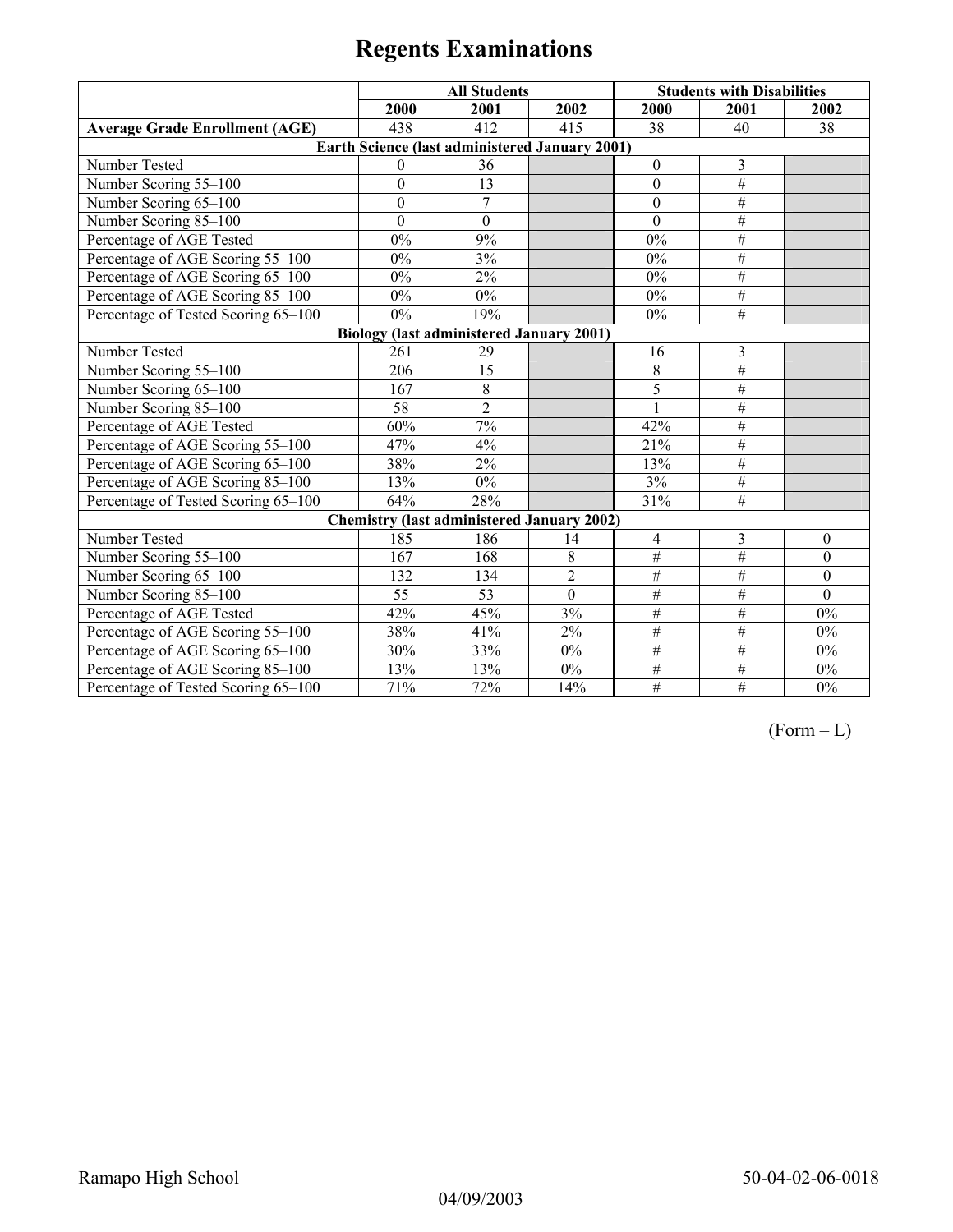# Regents Examinations

| | All Students | | | Students with Disabilities | | |
|---|---|---|---|---|---|---|
| | 2000 | 2001 | 2002 | 2000 | 2001 | 2002 |
| **Average Grade Enrollment (AGE)** | 438 | 412 | 415 | 38 | 40 | 38 |
| **Earth Science (last administered January 2001)** | | | | | | |
| Number Tested | 0 | 36 | | 0 | 3 | |
| Number Scoring 55–100 | 0 | 13 | | 0 | # | |
| Number Scoring 65–100 | 0 | 7 | | 0 | # | |
| Number Scoring 85–100 | 0 | 0 | | 0 | # | |
| Percentage of AGE Tested | 0% | 9% | | 0% | # | |
| Percentage of AGE Scoring 55–100 | 0% | 3% | | 0% | # | |
| Percentage of AGE Scoring 65–100 | 0% | 2% | | 0% | # | |
| Percentage of AGE Scoring 85–100 | 0% | 0% | | 0% | # | |
| Percentage of Tested Scoring 65–100 | 0% | 19% | | 0% | # | |
| **Biology (last administered January 2001)** | | | | | | |
| Number Tested | 261 | 29 | | 16 | 3 | |
| Number Scoring 55–100 | 206 | 15 | | 8 | # | |
| Number Scoring 65–100 | 167 | 8 | | 5 | # | |
| Number Scoring 85–100 | 58 | 2 | | 1 | # | |
| Percentage of AGE Tested | 60% | 7% | | 42% | # | |
| Percentage of AGE Scoring 55–100 | 47% | 4% | | 21% | # | |
| Percentage of AGE Scoring 65–100 | 38% | 2% | | 13% | # | |
| Percentage of AGE Scoring 85–100 | 13% | 0% | | 3% | # | |
| Percentage of Tested Scoring 65–100 | 64% | 28% | | 31% | # | |
| **Chemistry (last administered January 2002)** | | | | | | |
| Number Tested | 185 | 186 | 14 | 4 | 3 | 0 |
| Number Scoring 55–100 | 167 | 168 | 8 | # | # | 0 |
| Number Scoring 65–100 | 132 | 134 | 2 | # | # | 0 |
| Number Scoring 85–100 | 55 | 53 | 0 | # | # | 0 |
| Percentage of AGE Tested | 42% | 45% | 3% | # | # | 0% |
| Percentage of AGE Scoring 55–100 | 38% | 41% | 2% | # | # | 0% |
| Percentage of AGE Scoring 65–100 | 30% | 33% | 0% | # | # | 0% |
| Percentage of AGE Scoring 85–100 | 13% | 13% | 0% | # | # | 0% |
| Percentage of Tested Scoring 65–100 | 71% | 72% | 14% | # | # | 0% |

(Form – L)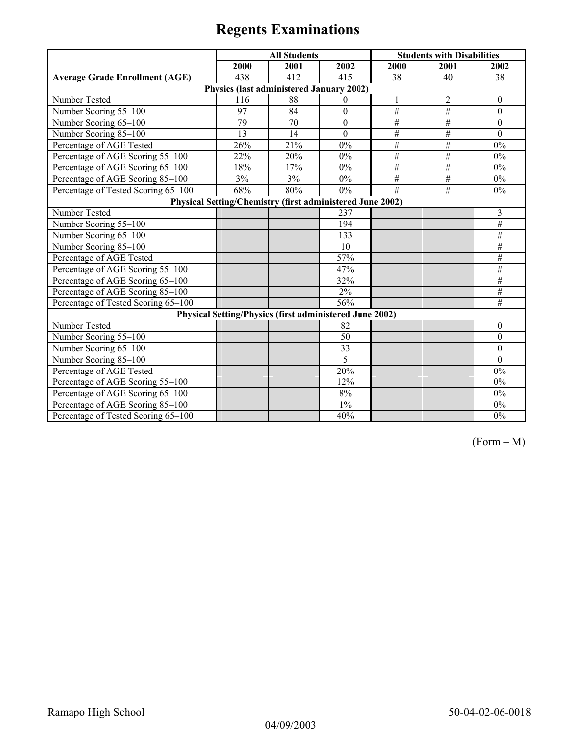# Regents Examinations

| | All Students | | | Students with Disabilities | | |
|---|---|---|---|---|---|---|
| | 2000 | 2001 | 2002 | 2000 | 2001 | 2002 |
| **Average Grade Enrollment (AGE)** | 438 | 412 | 415 | 38 | 40 | 38 |
| **Physics (last administered January 2002)** | | | | | | |
| Number Tested | 116 | 88 | 0 | 1 | 2 | 0 |
| Number Scoring 55–100 | 97 | 84 | 0 | # | # | 0 |
| Number Scoring 65–100 | 79 | 70 | 0 | # | # | 0 |
| Number Scoring 85–100 | 13 | 14 | 0 | # | # | 0 |
| Percentage of AGE Tested | 26% | 21% | 0% | # | # | 0% |
| Percentage of AGE Scoring 55–100 | 22% | 20% | 0% | # | # | 0% |
| Percentage of AGE Scoring 65–100 | 18% | 17% | 0% | # | # | 0% |
| Percentage of AGE Scoring 85–100 | 3% | 3% | 0% | # | # | 0% |
| Percentage of Tested Scoring 65–100 | 68% | 80% | 0% | # | # | 0% |
| **Physical Setting/Chemistry (first administered June 2002)** | | | | | | |
| Number Tested | | | 237 | | | 3 |
| Number Scoring 55–100 | | | 194 | | | # |
| Number Scoring 65–100 | | | 133 | | | # |
| Number Scoring 85–100 | | | 10 | | | # |
| Percentage of AGE Tested | | | 57% | | | # |
| Percentage of AGE Scoring 55–100 | | | 47% | | | # |
| Percentage of AGE Scoring 65–100 | | | 32% | | | # |
| Percentage of AGE Scoring 85–100 | | | 2% | | | # |
| Percentage of Tested Scoring 65–100 | | | 56% | | | # |
| **Physical Setting/Physics (first administered June 2002)** | | | | | | |
| Number Tested | | | 82 | | | 0 |
| Number Scoring 55–100 | | | 50 | | | 0 |
| Number Scoring 65–100 | | | 33 | | | 0 |
| Number Scoring 85–100 | | | 5 | | | 0 |
| Percentage of AGE Tested | | | 20% | | | 0% |
| Percentage of AGE Scoring 55–100 | | | 12% | | | 0% |
| Percentage of AGE Scoring 65–100 | | | 8% | | | 0% |
| Percentage of AGE Scoring 85–100 | | | 1% | | | 0% |
| Percentage of Tested Scoring 65–100 | | | 40% | | | 0% |

(Form – M)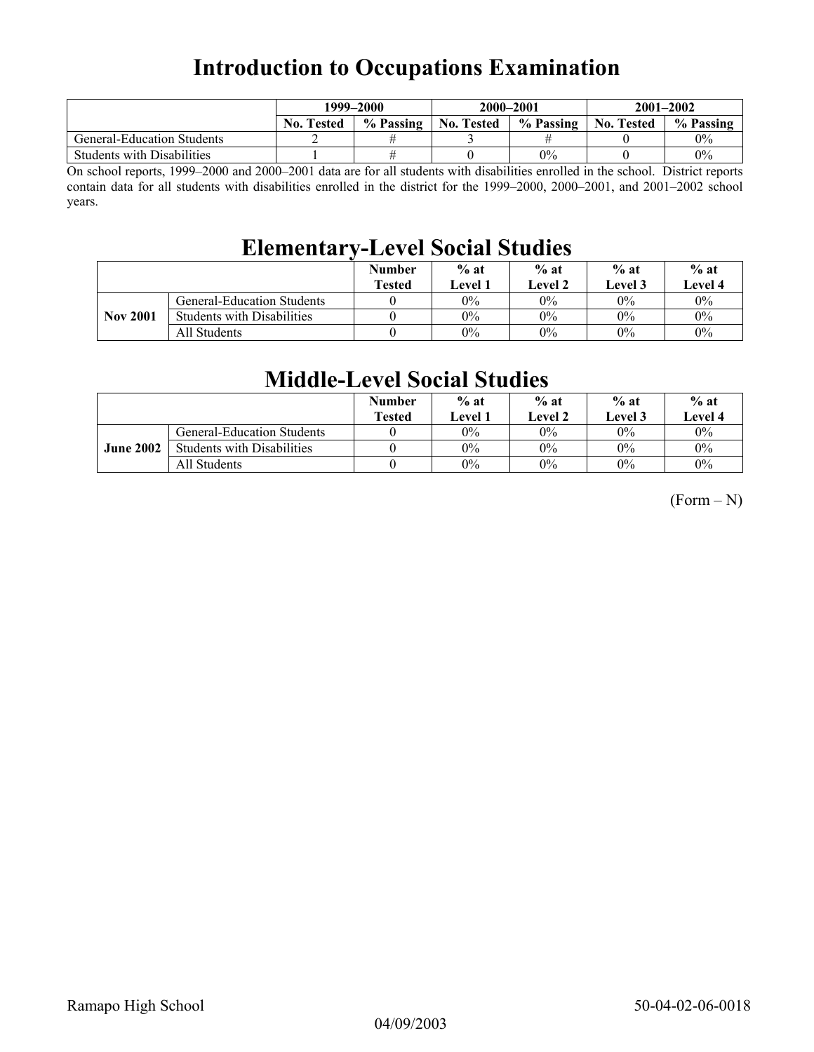# Introduction to Occupations Examination

| | 1999–2000 | | 2000–2001 | | 2001–2002 | |
|---|---|---|---|---|---|---|
| | No. Tested | % Passing | No. Tested | % Passing | No. Tested | % Passing |
| General-Education Students | 2 | # | 3 | # | 0 | 0% |
| Students with Disabilities | 1 | # | 0 | 0% | 0 | 0% |

On school reports, 1999–2000 and 2000–2001 data are for all students with disabilities enrolled in the school. District reports contain data for all students with disabilities enrolled in the district for the 1999–2000, 2000–2001, and 2001–2002 school years.

# Elementary-Level Social Studies

| | | Number Tested | % at Level 1 | % at Level 2 | % at Level 3 | % at Level 4 |
|---|---|---|---|---|---|---|
| **Nov 2001** | General-Education Students | 0 | 0% | 0% | 0% | 0% |
| | Students with Disabilities | 0 | 0% | 0% | 0% | 0% |
| | All Students | 0 | 0% | 0% | 0% | 0% |

# Middle-Level Social Studies

| | | Number Tested | % at Level 1 | % at Level 2 | % at Level 3 | % at Level 4 |
|---|---|---|---|---|---|---|
| **June 2002** | General-Education Students | 0 | 0% | 0% | 0% | 0% |
| | Students with Disabilities | 0 | 0% | 0% | 0% | 0% |
| | All Students | 0 | 0% | 0% | 0% | 0% |

(Form – N)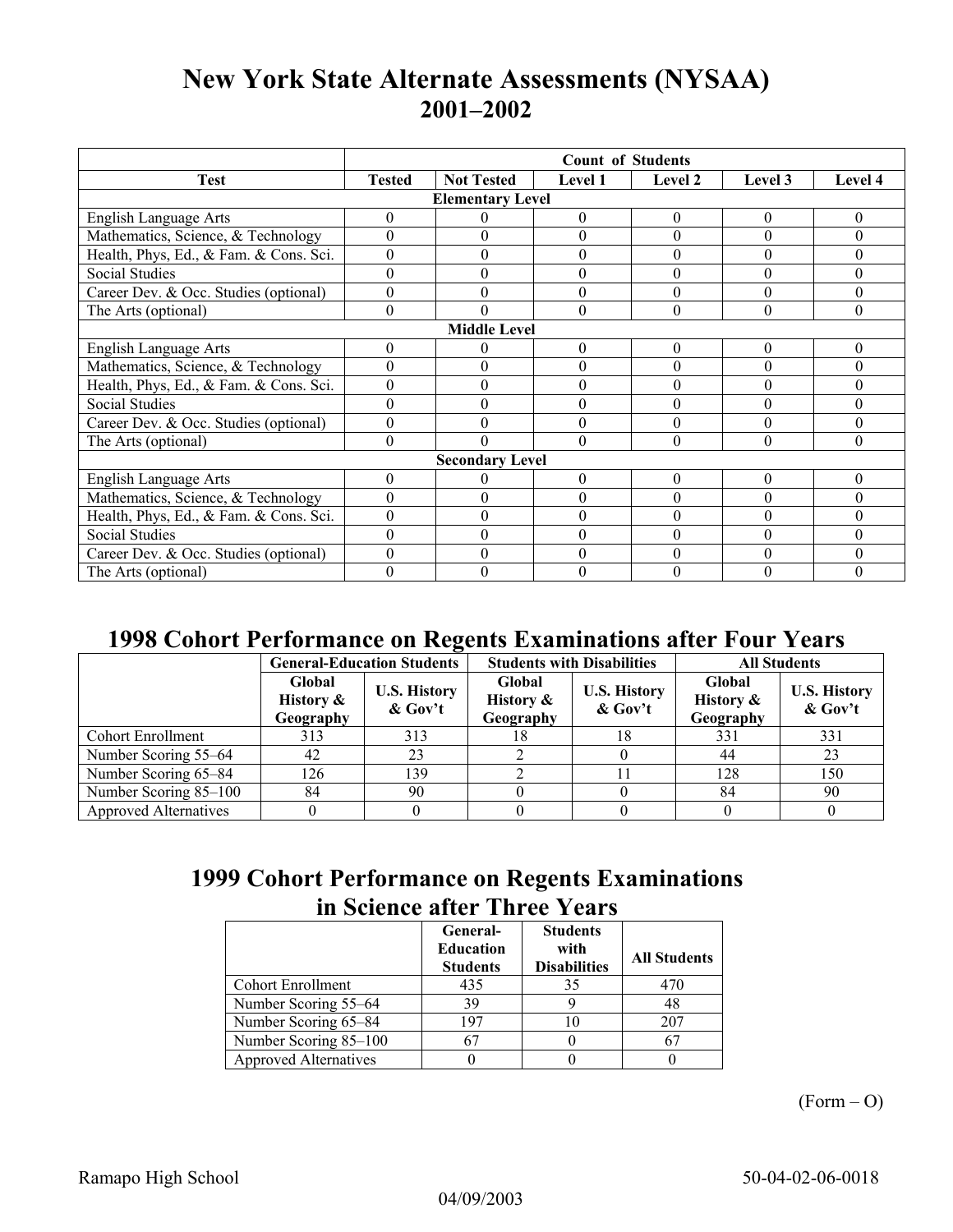# New York State Alternate Assessments (NYSAA) 2001–2002

| Test | Count of Students | | | | | |
|---|---|---|---|---|---|---|
| | Tested | Not Tested | Level 1 | Level 2 | Level 3 | Level 4 |
| **Elementary Level** | | | | | | |
| English Language Arts | 0 | 0 | 0 | 0 | 0 | 0 |
| Mathematics, Science, & Technology | 0 | 0 | 0 | 0 | 0 | 0 |
| Health, Phys. Ed., & Fam. & Cons. Sci. | 0 | 0 | 0 | 0 | 0 | 0 |
| Social Studies | 0 | 0 | 0 | 0 | 0 | 0 |
| Career Dev. & Occ. Studies (optional) | 0 | 0 | 0 | 0 | 0 | 0 |
| The Arts (optional) | 0 | 0 | 0 | 0 | 0 | 0 |
| **Middle Level** | | | | | | |
| English Language Arts | 0 | 0 | 0 | 0 | 0 | 0 |
| Mathematics, Science, & Technology | 0 | 0 | 0 | 0 | 0 | 0 |
| Health, Phys. Ed., & Fam. & Cons. Sci. | 0 | 0 | 0 | 0 | 0 | 0 |
| Social Studies | 0 | 0 | 0 | 0 | 0 | 0 |
| Career Dev. & Occ. Studies (optional) | 0 | 0 | 0 | 0 | 0 | 0 |
| The Arts (optional) | 0 | 0 | 0 | 0 | 0 | 0 |
| **Secondary Level** | | | | | | |
| English Language Arts | 0 | 0 | 0 | 0 | 0 | 0 |
| Mathematics, Science, & Technology | 0 | 0 | 0 | 0 | 0 | 0 |
| Health, Phys. Ed., & Fam. & Cons. Sci. | 0 | 0 | 0 | 0 | 0 | 0 |
| Social Studies | 0 | 0 | 0 | 0 | 0 | 0 |
| Career Dev. & Occ. Studies (optional) | 0 | 0 | 0 | 0 | 0 | 0 |
| The Arts (optional) | 0 | 0 | 0 | 0 | 0 | 0 |

# 1998 Cohort Performance on Regents Examinations after Four Years

| | General-Education Students | | Students with Disabilities | | All Students | |
|---|---|---|---|---|---|---|
| | Global History & Geography | U.S. History & Gov't | Global History & Geography | U.S. History & Gov't | Global History & Geography | U.S. History & Gov't |
| Cohort Enrollment | 313 | 313 | 18 | 18 | 331 | 331 |
| Number Scoring 55–64 | 42 | 23 | 2 | 0 | 44 | 23 |
| Number Scoring 65–84 | 126 | 139 | 2 | 11 | 128 | 150 |
| Number Scoring 85–100 | 84 | 90 | 0 | 0 | 84 | 90 |
| Approved Alternatives | 0 | 0 | 0 | 0 | 0 | 0 |

# 1999 Cohort Performance on Regents Examinations in Science after Three Years

| | General-Education Students | Students with Disabilities | All Students |
|---|---|---|---|
| Cohort Enrollment | 435 | 35 | 470 |
| Number Scoring 55–64 | 39 | 9 | 48 |
| Number Scoring 65–84 | 197 | 10 | 207 |
| Number Scoring 85–100 | 67 | 0 | 67 |
| Approved Alternatives | 0 | 0 | 0 |

(Form – O)

Ramapo High School 50-04-02-06-0018

04/09/2003